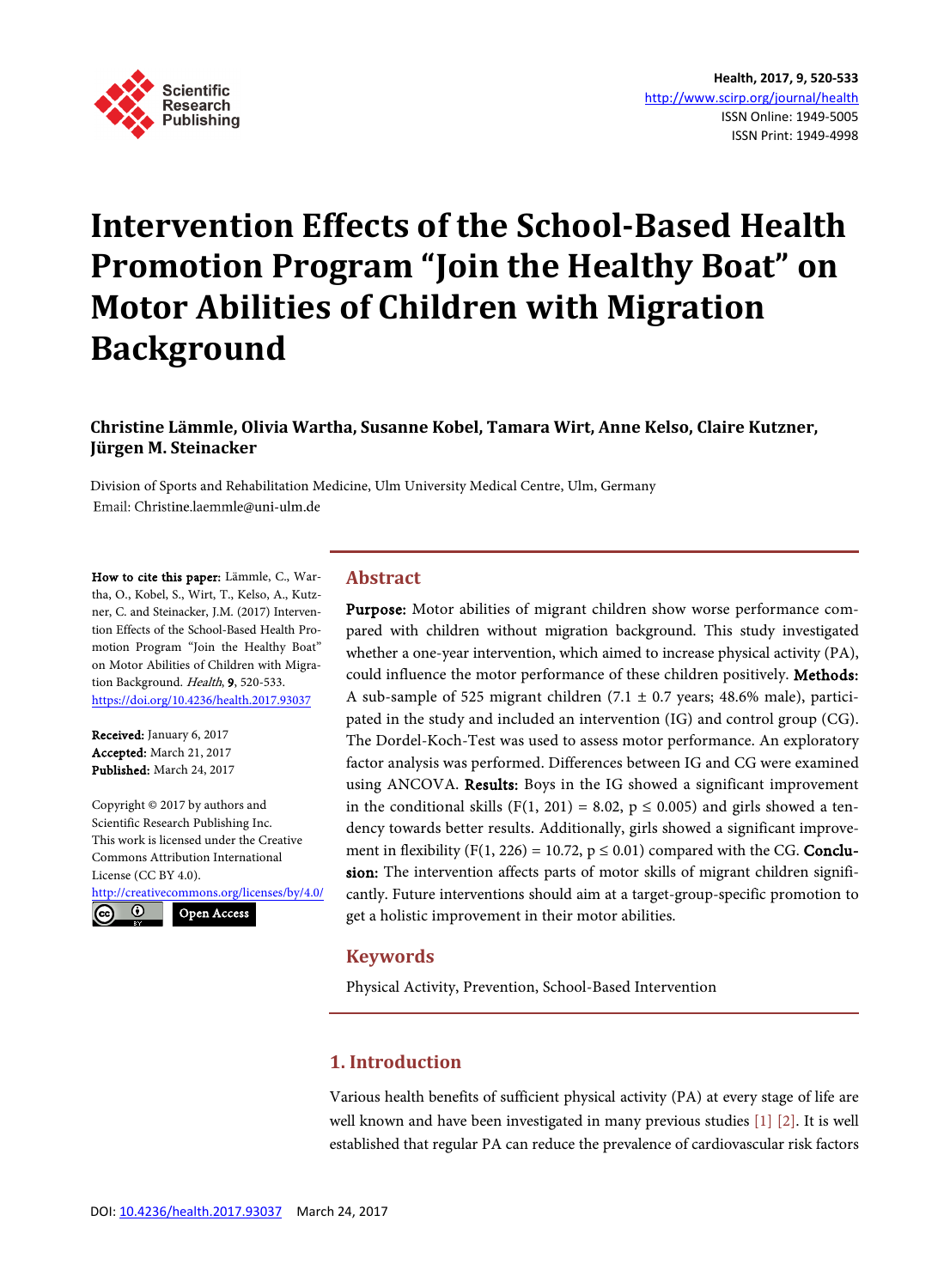# Intervention Effects of the School-Based Health Promotion Program "Join the Healthy Boat" on Motor Abilities of Children with Migration Background

**Christine Lämmle, Olivia Wartha, Susanne Kobel, Tamara Wirt, Anne Kelso, Claire Kutzner, Jürgen M. Steinacker**

Division of Sports and Rehabilitation Medicine, Ulm University Medical Centre, Ulm, Germany
Email: Christine.laemmle@uni-ulm.de

**How to cite this paper:** Lämmle, C., Wartha, O., Kobel, S., Wirt, T., Kelso, A., Kutzner, C. and Steinacker, J.M. (2017) Intervention Effects of the School-Based Health Promotion Program "Join the Healthy Boat" on Motor Abilities of Children with Migration Background. *Health*, **9**, 520-533.
https://doi.org/10.4236/health.2017.93037

**Received:** January 6, 2017
**Accepted:** March 21, 2017
**Published:** March 24, 2017

Copyright © 2017 by authors and Scientific Research Publishing Inc.
This work is licensed under the Creative Commons Attribution International License (CC BY 4.0).
http://creativecommons.org/licenses/by/4.0/

Open Access

## Abstract

**Purpose:** Motor abilities of migrant children show worse performance compared with children without migration background. This study investigated whether a one-year intervention, which aimed to increase physical activity (PA), could influence the motor performance of these children positively. **Methods:** A sub-sample of 525 migrant children (7.1 ± 0.7 years; 48.6% male), participated in the study and included an intervention (IG) and control group (CG). The Dordel-Koch-Test was used to assess motor performance. An exploratory factor analysis was performed. Differences between IG and CG were examined using ANCOVA. **Results:** Boys in the IG showed a significant improvement in the conditional skills ($F(1, 201) = 8.02$, $p \leq 0.005$) and girls showed a tendency towards better results. Additionally, girls showed a significant improvement in flexibility ($F(1, 226) = 10.72$, $p \leq 0.01$) compared with the CG. **Conclusion:** The intervention affects parts of motor skills of migrant children significantly. Future interventions should aim at a target-group-specific promotion to get a holistic improvement in their motor abilities.

## Keywords

Physical Activity, Prevention, School-Based Intervention

## 1. Introduction

Various health benefits of sufficient physical activity (PA) at every stage of life are well known and have been investigated in many previous studies [1] [2]. It is well established that regular PA can reduce the prevalence of cardiovascular risk factors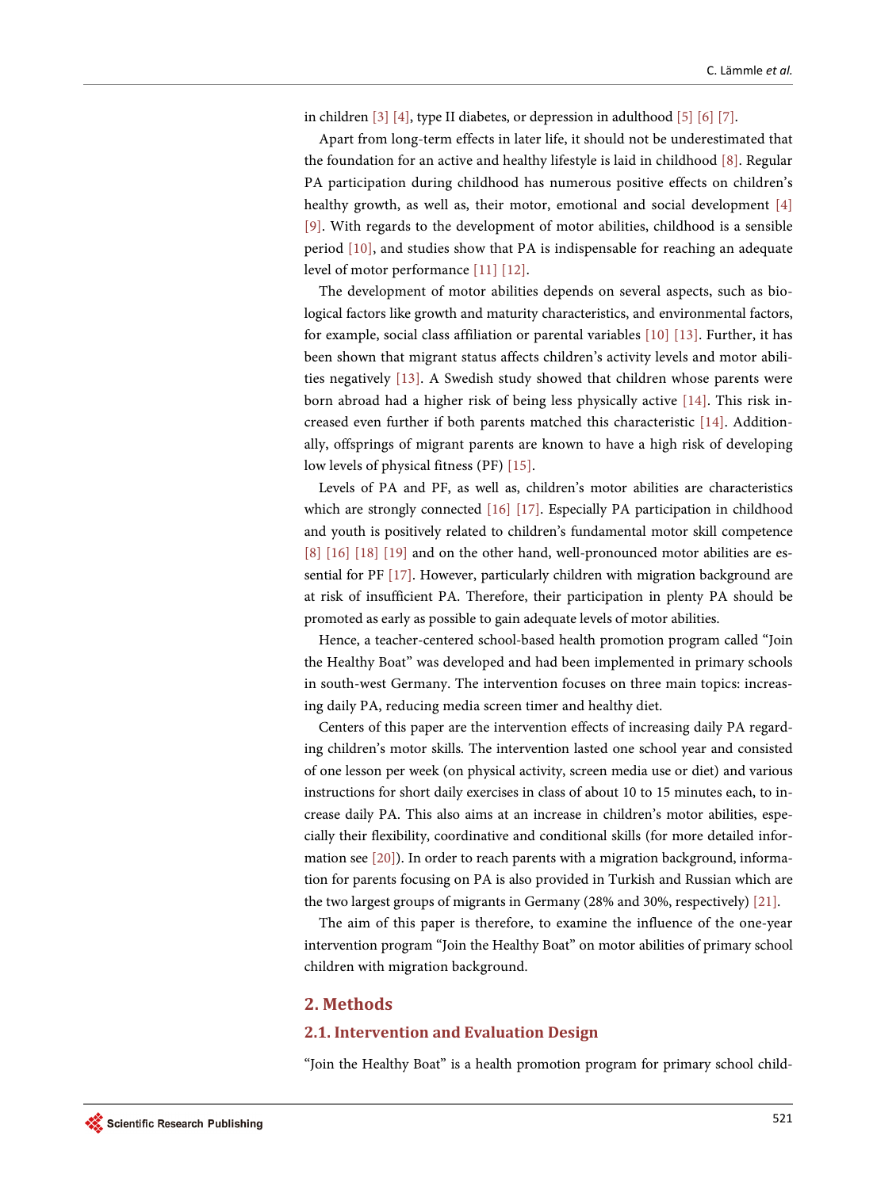in children [3] [4], type II diabetes, or depression in adulthood [5] [6] [7].

Apart from long-term effects in later life, it should not be underestimated that the foundation for an active and healthy lifestyle is laid in childhood [8]. Regular PA participation during childhood has numerous positive effects on children's healthy growth, as well as, their motor, emotional and social development [4] [9]. With regards to the development of motor abilities, childhood is a sensible period [10], and studies show that PA is indispensable for reaching an adequate level of motor performance [11] [12].

The development of motor abilities depends on several aspects, such as biological factors like growth and maturity characteristics, and environmental factors, for example, social class affiliation or parental variables [10] [13]. Further, it has been shown that migrant status affects children's activity levels and motor abilities negatively [13]. A Swedish study showed that children whose parents were born abroad had a higher risk of being less physically active [14]. This risk increased even further if both parents matched this characteristic [14]. Additionally, offsprings of migrant parents are known to have a high risk of developing low levels of physical fitness (PF) [15].

Levels of PA and PF, as well as, children's motor abilities are characteristics which are strongly connected [16] [17]. Especially PA participation in childhood and youth is positively related to children's fundamental motor skill competence [8] [16] [18] [19] and on the other hand, well-pronounced motor abilities are essential for PF [17]. However, particularly children with migration background are at risk of insufficient PA. Therefore, their participation in plenty PA should be promoted as early as possible to gain adequate levels of motor abilities.

Hence, a teacher-centered school-based health promotion program called "Join the Healthy Boat" was developed and had been implemented in primary schools in south-west Germany. The intervention focuses on three main topics: increasing daily PA, reducing media screen timer and healthy diet.

Centers of this paper are the intervention effects of increasing daily PA regarding children's motor skills. The intervention lasted one school year and consisted of one lesson per week (on physical activity, screen media use or diet) and various instructions for short daily exercises in class of about 10 to 15 minutes each, to increase daily PA. This also aims at an increase in children's motor abilities, especially their flexibility, coordinative and conditional skills (for more detailed information see [20]). In order to reach parents with a migration background, information for parents focusing on PA is also provided in Turkish and Russian which are the two largest groups of migrants in Germany (28% and 30%, respectively) [21].

The aim of this paper is therefore, to examine the influence of the one-year intervention program "Join the Healthy Boat" on motor abilities of primary school children with migration background.

## 2. Methods

### 2.1. Intervention and Evaluation Design

"Join the Healthy Boat" is a health promotion program for primary school child-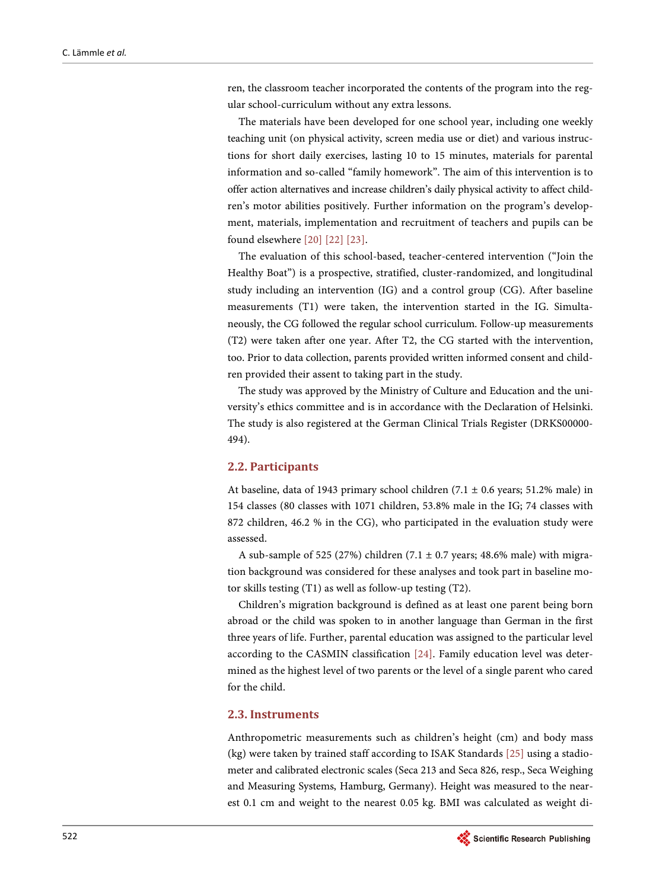ren, the classroom teacher incorporated the contents of the program into the regular school-curriculum without any extra lessons.

The materials have been developed for one school year, including one weekly teaching unit (on physical activity, screen media use or diet) and various instructions for short daily exercises, lasting 10 to 15 minutes, materials for parental information and so-called "family homework". The aim of this intervention is to offer action alternatives and increase children's daily physical activity to affect children's motor abilities positively. Further information on the program's development, materials, implementation and recruitment of teachers and pupils can be found elsewhere [20] [22] [23].

The evaluation of this school-based, teacher-centered intervention ("Join the Healthy Boat") is a prospective, stratified, cluster-randomized, and longitudinal study including an intervention (IG) and a control group (CG). After baseline measurements (T1) were taken, the intervention started in the IG. Simultaneously, the CG followed the regular school curriculum. Follow-up measurements (T2) were taken after one year. After T2, the CG started with the intervention, too. Prior to data collection, parents provided written informed consent and children provided their assent to taking part in the study.

The study was approved by the Ministry of Culture and Education and the university's ethics committee and is in accordance with the Declaration of Helsinki. The study is also registered at the German Clinical Trials Register (DRKS00000494).

## 2.2. Participants

At baseline, data of 1943 primary school children (7.1 ± 0.6 years; 51.2% male) in 154 classes (80 classes with 1071 children, 53.8% male in the IG; 74 classes with 872 children, 46.2 % in the CG), who participated in the evaluation study were assessed.

A sub-sample of 525 (27%) children (7.1 ± 0.7 years; 48.6% male) with migration background was considered for these analyses and took part in baseline motor skills testing (T1) as well as follow-up testing (T2).

Children's migration background is defined as at least one parent being born abroad or the child was spoken to in another language than German in the first three years of life. Further, parental education was assigned to the particular level according to the CASMIN classification [24]. Family education level was determined as the highest level of two parents or the level of a single parent who cared for the child.

## 2.3. Instruments

Anthropometric measurements such as children's height (cm) and body mass (kg) were taken by trained staff according to ISAK Standards [25] using a stadiometer and calibrated electronic scales (Seca 213 and Seca 826, resp., Seca Weighing and Measuring Systems, Hamburg, Germany). Height was measured to the nearest 0.1 cm and weight to the nearest 0.05 kg. BMI was calculated as weight di-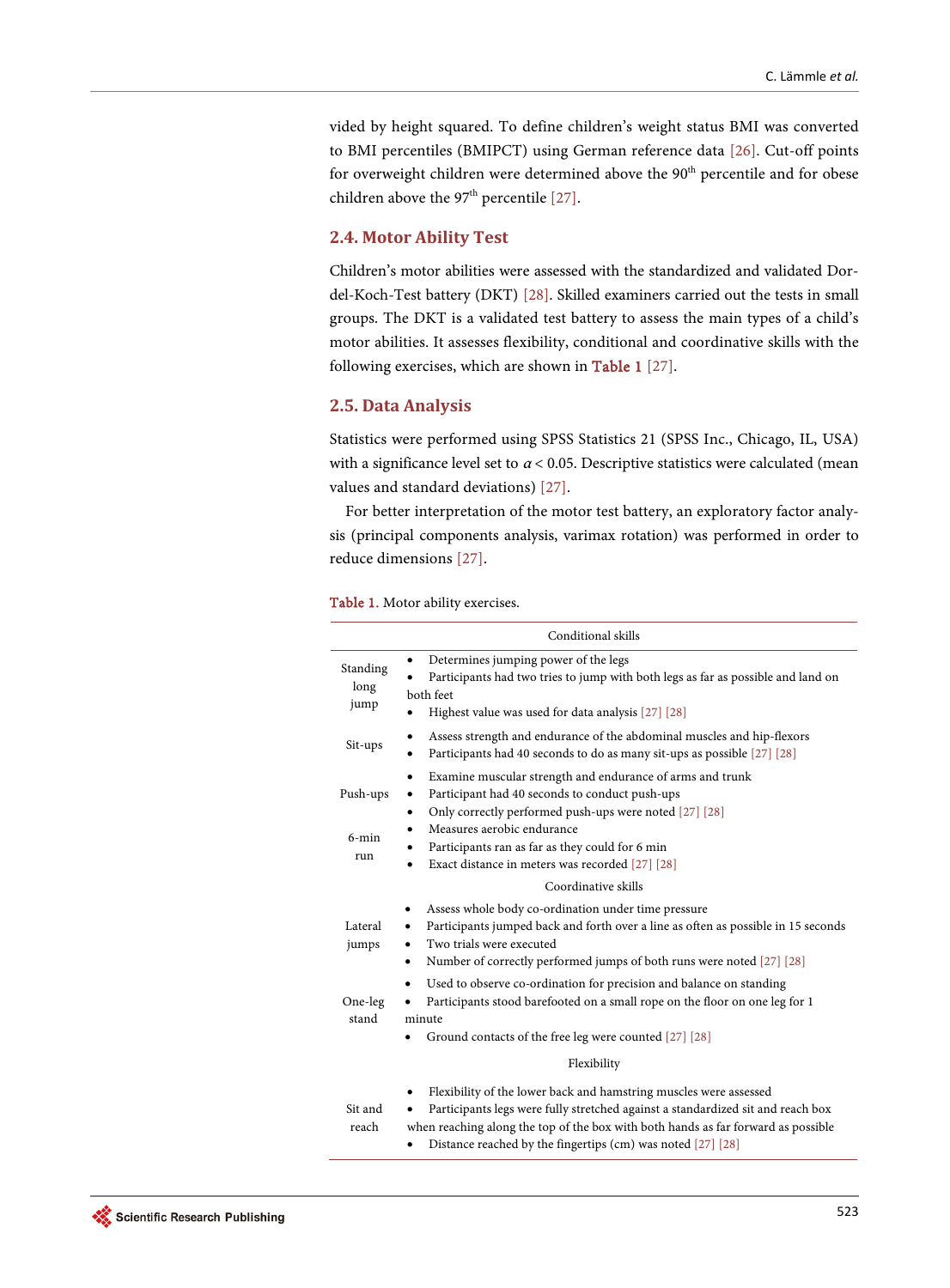vided by height squared. To define children's weight status BMI was converted to BMI percentiles (BMIPCT) using German reference data [26]. Cut-off points for overweight children were determined above the 90th percentile and for obese children above the 97th percentile [27].

### 2.4. Motor Ability Test

Children's motor abilities were assessed with the standardized and validated Dordel-Koch-Test battery (DKT) [28]. Skilled examiners carried out the tests in small groups. The DKT is a validated test battery to assess the main types of a child's motor abilities. It assesses flexibility, conditional and coordinative skills with the following exercises, which are shown in Table 1 [27].

### 2.5. Data Analysis

Statistics were performed using SPSS Statistics 21 (SPSS Inc., Chicago, IL, USA) with a significance level set to $\alpha < 0.05$. Descriptive statistics were calculated (mean values and standard deviations) [27].

For better interpretation of the motor test battery, an exploratory factor analysis (principal components analysis, varimax rotation) was performed in order to reduce dimensions [27].

Table 1. Motor ability exercises.

| | Conditional skills |
|---|---|
| Standing long jump | • Determines jumping power of the legs<br>• Participants had two tries to jump with both legs as far as possible and land on both feet<br>• Highest value was used for data analysis [27] [28] |
| Sit-ups | • Assess strength and endurance of the abdominal muscles and hip-flexors<br>• Participants had 40 seconds to do as many sit-ups as possible [27] [28] |
| Push-ups | • Examine muscular strength and endurance of arms and trunk<br>• Participant had 40 seconds to conduct push-ups<br>• Only correctly performed push-ups were noted [27] [28] |
| 6-min run | • Measures aerobic endurance<br>• Participants ran as far as they could for 6 min<br>• Exact distance in meters was recorded [27] [28] |
| | **Coordinative skills** |
| Lateral jumps | • Assess whole body co-ordination under time pressure<br>• Participants jumped back and forth over a line as often as possible in 15 seconds<br>• Two trials were executed<br>• Number of correctly performed jumps of both runs were noted [27] [28] |
| One-leg stand | • Used to observe co-ordination for precision and balance on standing<br>• Participants stood barefooted on a small rope on the floor on one leg for 1 minute<br>• Ground contacts of the free leg were counted [27] [28] |
| | **Flexibility** |
| Sit and reach | • Flexibility of the lower back and hamstring muscles were assessed<br>• Participants legs were fully stretched against a standardized sit and reach box when reaching along the top of the box with both hands as far forward as possible<br>• Distance reached by the fingertips (cm) was noted [27] [28] |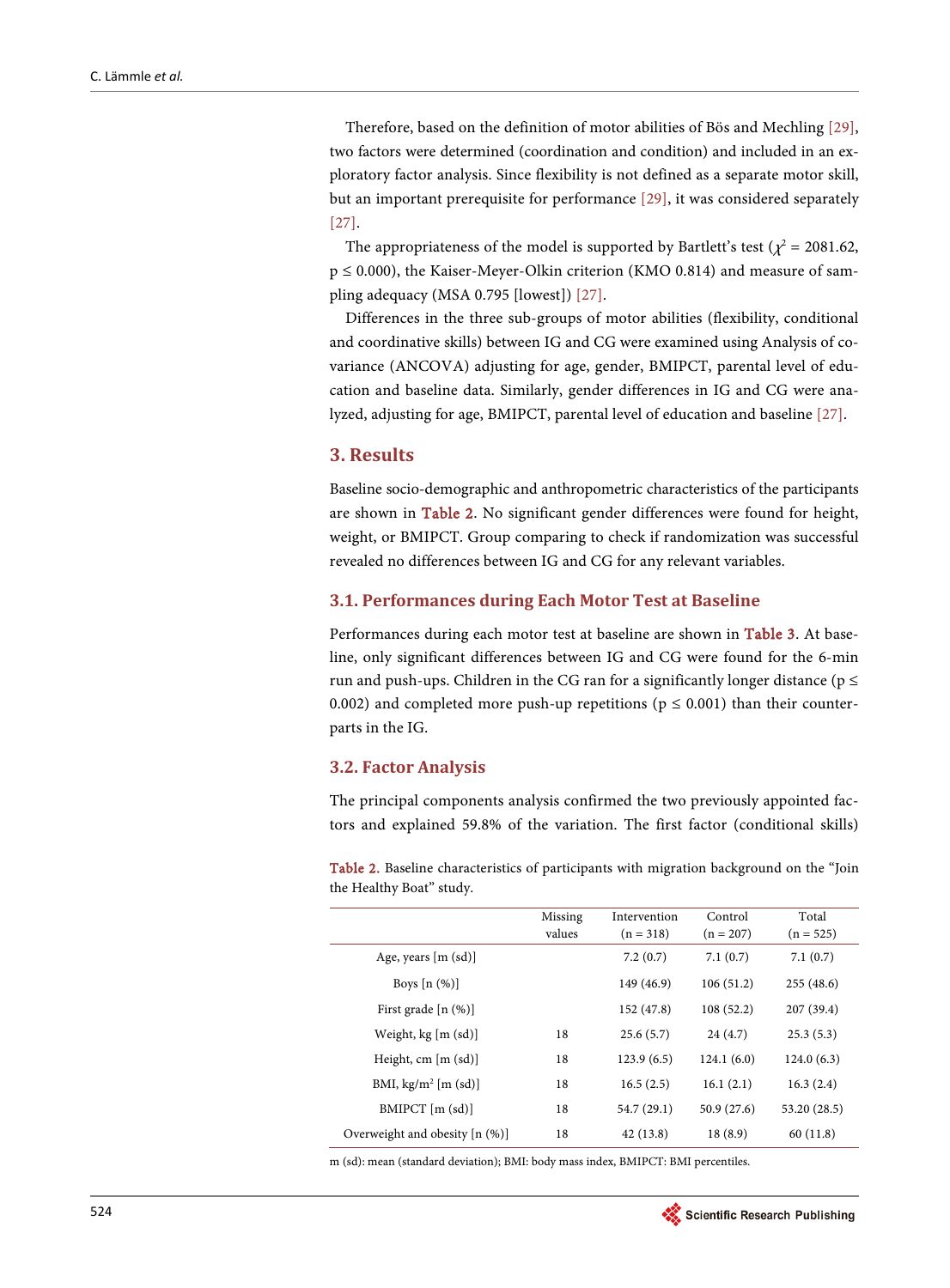Therefore, based on the definition of motor abilities of Bös and Mechling [29], two factors were determined (coordination and condition) and included in an exploratory factor analysis. Since flexibility is not defined as a separate motor skill, but an important prerequisite for performance [29], it was considered separately [27].

The appropriateness of the model is supported by Bartlett's test ($\chi^2 = 2081.62$, $p \leq 0.000$), the Kaiser-Meyer-Olkin criterion (KMO 0.814) and measure of sampling adequacy (MSA 0.795 [lowest]) [27].

Differences in the three sub-groups of motor abilities (flexibility, conditional and coordinative skills) between IG and CG were examined using Analysis of covariance (ANCOVA) adjusting for age, gender, BMIPCT, parental level of education and baseline data. Similarly, gender differences in IG and CG were analyzed, adjusting for age, BMIPCT, parental level of education and baseline [27].

## 3. Results

Baseline socio-demographic and anthropometric characteristics of the participants are shown in Table 2. No significant gender differences were found for height, weight, or BMIPCT. Group comparing to check if randomization was successful revealed no differences between IG and CG for any relevant variables.

### 3.1. Performances during Each Motor Test at Baseline

Performances during each motor test at baseline are shown in Table 3. At baseline, only significant differences between IG and CG were found for the 6-min run and push-ups. Children in the CG ran for a significantly longer distance ($p \leq 0.002$) and completed more push-up repetitions ($p \leq 0.001$) than their counterparts in the IG.

### 3.2. Factor Analysis

The principal components analysis confirmed the two previously appointed factors and explained 59.8% of the variation. The first factor (conditional skills)

Table 2. Baseline characteristics of participants with migration background on the "Join the Healthy Boat" study.

| | Missing values | Intervention (n = 318) | Control (n = 207) | Total (n = 525) |
|---|---|---|---|---|
| Age, years [m (sd)] | | 7.2 (0.7) | 7.1 (0.7) | 7.1 (0.7) |
| Boys [n (%)] | | 149 (46.9) | 106 (51.2) | 255 (48.6) |
| First grade [n (%)] | | 152 (47.8) | 108 (52.2) | 207 (39.4) |
| Weight, kg [m (sd)] | 18 | 25.6 (5.7) | 24 (4.7) | 25.3 (5.3) |
| Height, cm [m (sd)] | 18 | 123.9 (6.5) | 124.1 (6.0) | 124.0 (6.3) |
| BMI, kg/m² [m (sd)] | 18 | 16.5 (2.5) | 16.1 (2.1) | 16.3 (2.4) |
| BMIPCT [m (sd)] | 18 | 54.7 (29.1) | 50.9 (27.6) | 53.20 (28.5) |
| Overweight and obesity [n (%)] | 18 | 42 (13.8) | 18 (8.9) | 60 (11.8) |

m (sd): mean (standard deviation); BMI: body mass index, BMIPCT: BMI percentiles.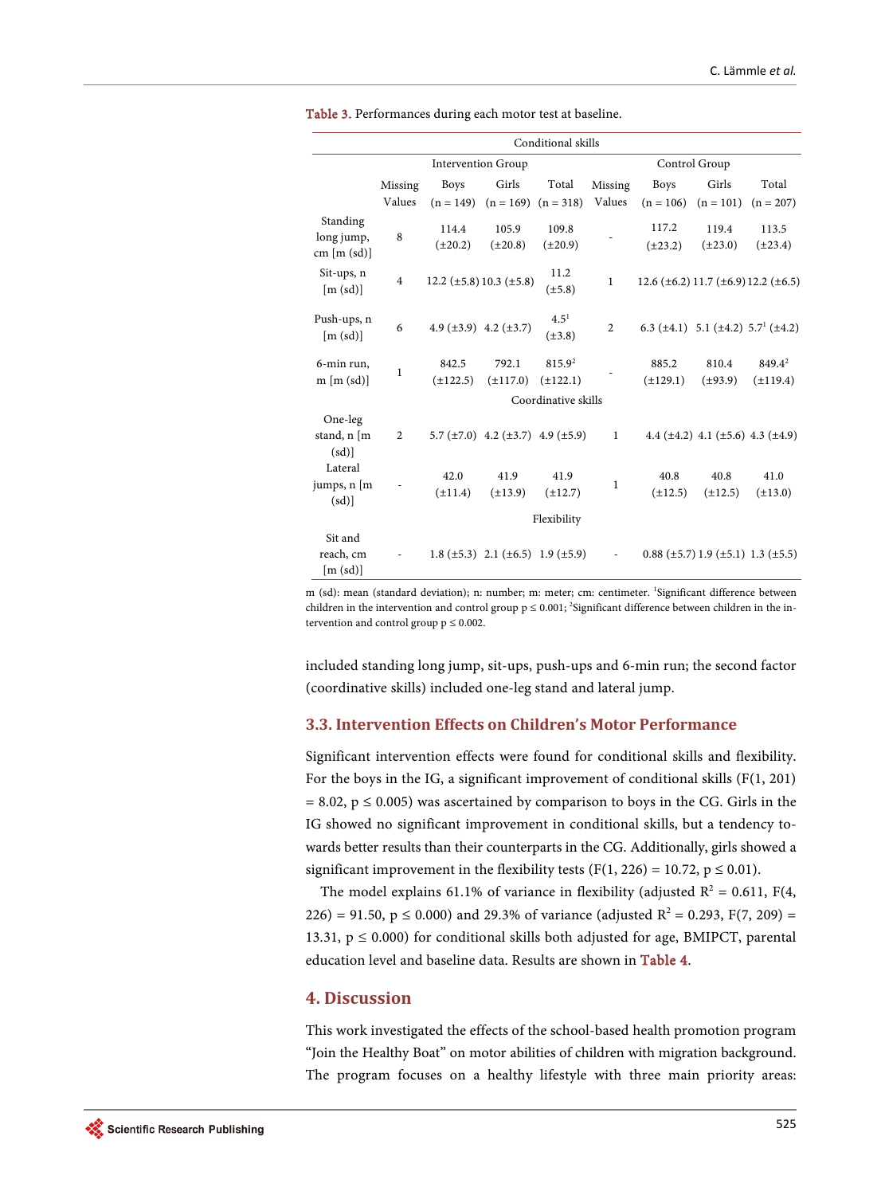Table 3. Performances during each motor test at baseline.

| | Conditional skills | | | | | | | |
|---|---|---|---|---|---|---|---|---|
| | Intervention Group | | | | Control Group | | | |
| | Missing Values | Boys (n = 149) | Girls (n = 169) | Total (n = 318) | Missing Values | Boys (n = 106) | Girls (n = 101) | Total (n = 207) |
| Standing long jump, cm [m (sd)] | 8 | 114.4 (±20.2) | 105.9 (±20.8) | 109.8 (±20.9) | - | 117.2 (±23.2) | 119.4 (±23.0) | 113.5 (±23.4) |
| Sit-ups, n [m (sd)] | 4 | 12.2 (±5.8) | 10.3 (±5.8) | 11.2 (±5.8) | 1 | 12.6 (±6.2) | 11.7 (±6.9) | 12.2 (±6.5) |
| Push-ups, n [m (sd)] | 6 | 4.9 (±3.9) | 4.2 (±3.7) | 4.5[1] (±3.8) | 2 | 6.3 (±4.1) | 5.1 (±4.2) | 5.7[1] (±4.2) |
| 6-min run, m [m (sd)] | 1 | 842.5 (±122.5) | 792.1 (±117.0) | 815.9[2] (±122.1) | - | 885.2 (±129.1) | 810.4 (±93.9) | 849.4[2] (±119.4) |
| | Coordinative skills | | | | | | | |
| One-leg stand, n [m (sd)] | 2 | 5.7 (±7.0) | 4.2 (±3.7) | 4.9 (±5.9) | 1 | 4.4 (±4.2) | 4.1 (±5.6) | 4.3 (±4.9) |
| Lateral jumps, n [m (sd)] | - | 42.0 (±11.4) | 41.9 (±13.9) | 41.9 (±12.7) | 1 | 40.8 (±12.5) | 40.8 (±12.5) | 41.0 (±13.0) |
| | Flexibility | | | | | | | |
| Sit and reach, cm [m (sd)] | - | 1.8 (±5.3) | 2.1 (±6.5) | 1.9 (±5.9) | - | 0.88 (±5.7) | 1.9 (±5.1) | 1.3 (±5.5) |

m (sd): mean (standard deviation); n: number; m: meter; cm: centimeter. [1]Significant difference between children in the intervention and control group $p \leq 0.001$; [2]Significant difference between children in the intervention and control group $p \leq 0.002$.

included standing long jump, sit-ups, push-ups and 6-min run; the second factor (coordinative skills) included one-leg stand and lateral jump.

### 3.3. Intervention Effects on Children's Motor Performance

Significant intervention effects were found for conditional skills and flexibility. For the boys in the IG, a significant improvement of conditional skills ($F(1, 201) = 8.02$, $p \leq 0.005$) was ascertained by comparison to boys in the CG. Girls in the IG showed no significant improvement in conditional skills, but a tendency towards better results than their counterparts in the CG. Additionally, girls showed a significant improvement in the flexibility tests ($F(1, 226) = 10.72$, $p \leq 0.01$).

The model explains 61.1% of variance in flexibility (adjusted $R^2 = 0.611$, $F(4, 226) = 91.50$, $p \leq 0.000$) and 29.3% of variance (adjusted $R^2 = 0.293$, $F(7, 209) = 13.31$, $p \leq 0.000$) for conditional skills both adjusted for age, BMIPCT, parental education level and baseline data. Results are shown in Table 4.

## 4. Discussion

This work investigated the effects of the school-based health promotion program "Join the Healthy Boat" on motor abilities of children with migration background. The program focuses on a healthy lifestyle with three main priority areas: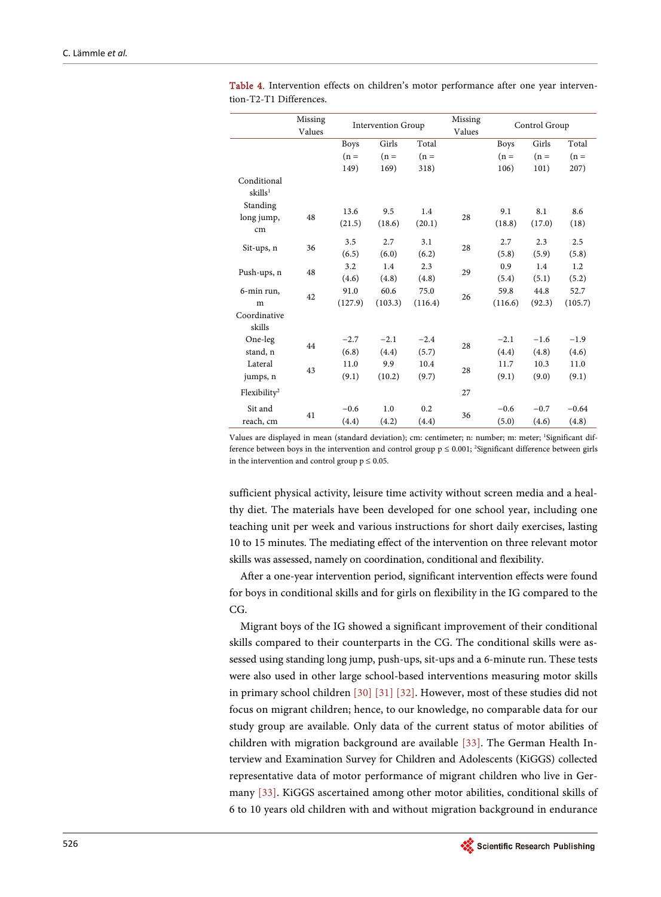**Table 4.** Intervention effects on children's motor performance after one year intervention-T2-T1 Differences.

| | Missing Values | Intervention Group | | | Missing Values | Control Group | | |
|---|---|---|---|---|---|---|---|---|
| | | Boys (n = 149) | Girls (n = 169) | Total (n = 318) | | Boys (n = 106) | Girls (n = 101) | Total (n = 207) |
| Conditional skills[1] | | | | | | | | |
| Standing long jump, cm | 48 | 13.6 (21.5) | 9.5 (18.6) | 1.4 (20.1) | 28 | 9.1 (18.8) | 8.1 (17.0) | 8.6 (18) |
| Sit-ups, n | 36 | 3.5 (6.5) | 2.7 (6.0) | 3.1 (6.2) | 28 | 2.7 (5.8) | 2.3 (5.9) | 2.5 (5.8) |
| Push-ups, n | 48 | 3.2 (4.6) | 1.4 (4.8) | 2.3 (4.8) | 29 | 0.9 (5.4) | 1.4 (5.1) | 1.2 (5.2) |
| 6-min run, m | 42 | 91.0 (127.9) | 60.6 (103.3) | 75.0 (116.4) | 26 | 59.8 (116.6) | 44.8 (92.3) | 52.7 (105.7) |
| Coordinative skills | | | | | | | | |
| One-leg stand, n | 44 | −2.7 (6.8) | −2.1 (4.4) | −2.4 (5.7) | 28 | −2.1 (4.4) | −1.6 (4.8) | −1.9 (4.6) |
| Lateral jumps, n | 43 | 11.0 (9.1) | 9.9 (10.2) | 10.4 (9.7) | 28 | 11.7 (9.1) | 10.3 (9.0) | 11.0 (9.1) |
| Flexibility[2] | | | | | 27 | | | |
| Sit and reach, cm | 41 | −0.6 (4.4) | 1.0 (4.2) | 0.2 (4.4) | 36 | −0.6 (5.0) | −0.7 (4.6) | −0.64 (4.8) |

Values are displayed in mean (standard deviation); cm: centimeter; n: number; m: meter; [1]Significant difference between boys in the intervention and control group p ≤ 0.001; [2]Significant difference between girls in the intervention and control group p ≤ 0.05.

sufficient physical activity, leisure time activity without screen media and a healthy diet. The materials have been developed for one school year, including one teaching unit per week and various instructions for short daily exercises, lasting 10 to 15 minutes. The mediating effect of the intervention on three relevant motor skills was assessed, namely on coordination, conditional and flexibility.

After a one-year intervention period, significant intervention effects were found for boys in conditional skills and for girls on flexibility in the IG compared to the CG.

Migrant boys of the IG showed a significant improvement of their conditional skills compared to their counterparts in the CG. The conditional skills were assessed using standing long jump, push-ups, sit-ups and a 6-minute run. These tests were also used in other large school-based interventions measuring motor skills in primary school children [30] [31] [32]. However, most of these studies did not focus on migrant children; hence, to our knowledge, no comparable data for our study group are available. Only data of the current status of motor abilities of children with migration background are available [33]. The German Health Interview and Examination Survey for Children and Adolescents (KiGGS) collected representative data of motor performance of migrant children who live in Germany [33]. KiGGS ascertained among other motor abilities, conditional skills of 6 to 10 years old children with and without migration background in endurance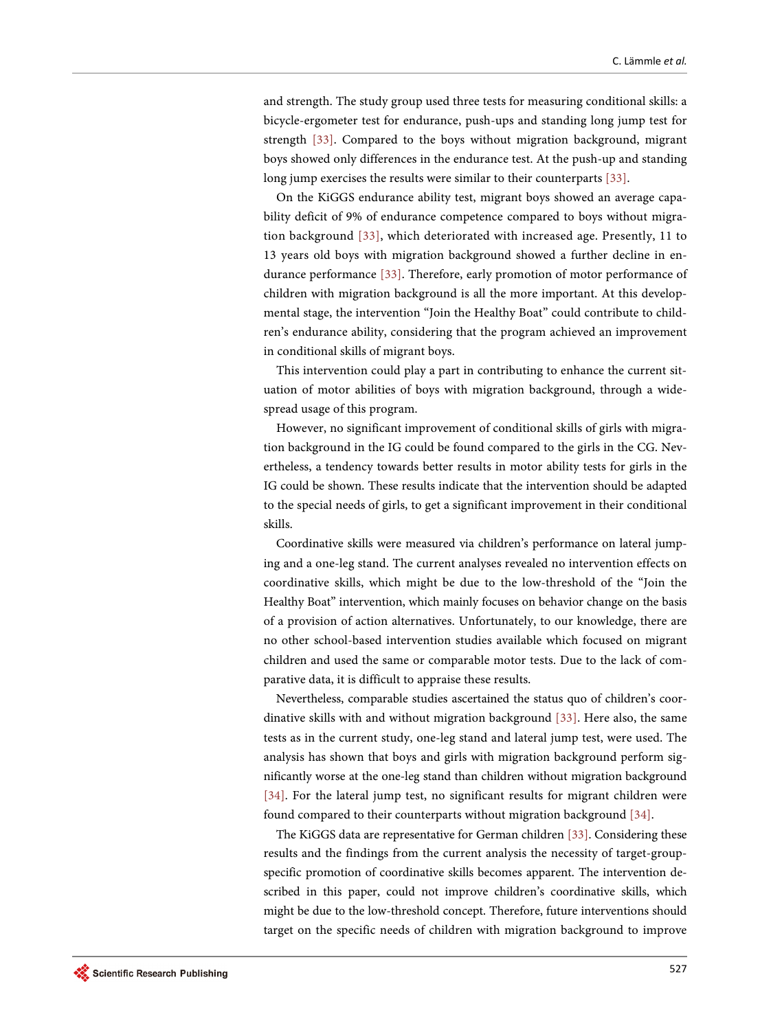and strength. The study group used three tests for measuring conditional skills: a bicycle-ergometer test for endurance, push-ups and standing long jump test for strength [33]. Compared to the boys without migration background, migrant boys showed only differences in the endurance test. At the push-up and standing long jump exercises the results were similar to their counterparts [33].

On the KiGGS endurance ability test, migrant boys showed an average capability deficit of 9% of endurance competence compared to boys without migration background [33], which deteriorated with increased age. Presently, 11 to 13 years old boys with migration background showed a further decline in endurance performance [33]. Therefore, early promotion of motor performance of children with migration background is all the more important. At this developmental stage, the intervention "Join the Healthy Boat" could contribute to children's endurance ability, considering that the program achieved an improvement in conditional skills of migrant boys.

This intervention could play a part in contributing to enhance the current situation of motor abilities of boys with migration background, through a widespread usage of this program.

However, no significant improvement of conditional skills of girls with migration background in the IG could be found compared to the girls in the CG. Nevertheless, a tendency towards better results in motor ability tests for girls in the IG could be shown. These results indicate that the intervention should be adapted to the special needs of girls, to get a significant improvement in their conditional skills.

Coordinative skills were measured via children's performance on lateral jumping and a one-leg stand. The current analyses revealed no intervention effects on coordinative skills, which might be due to the low-threshold of the "Join the Healthy Boat" intervention, which mainly focuses on behavior change on the basis of a provision of action alternatives. Unfortunately, to our knowledge, there are no other school-based intervention studies available which focused on migrant children and used the same or comparable motor tests. Due to the lack of comparative data, it is difficult to appraise these results.

Nevertheless, comparable studies ascertained the status quo of children's coordinative skills with and without migration background [33]. Here also, the same tests as in the current study, one-leg stand and lateral jump test, were used. The analysis has shown that boys and girls with migration background perform significantly worse at the one-leg stand than children without migration background [34]. For the lateral jump test, no significant results for migrant children were found compared to their counterparts without migration background [34].

The KiGGS data are representative for German children [33]. Considering these results and the findings from the current analysis the necessity of target-group-specific promotion of coordinative skills becomes apparent. The intervention described in this paper, could not improve children's coordinative skills, which might be due to the low-threshold concept. Therefore, future interventions should target on the specific needs of children with migration background to improve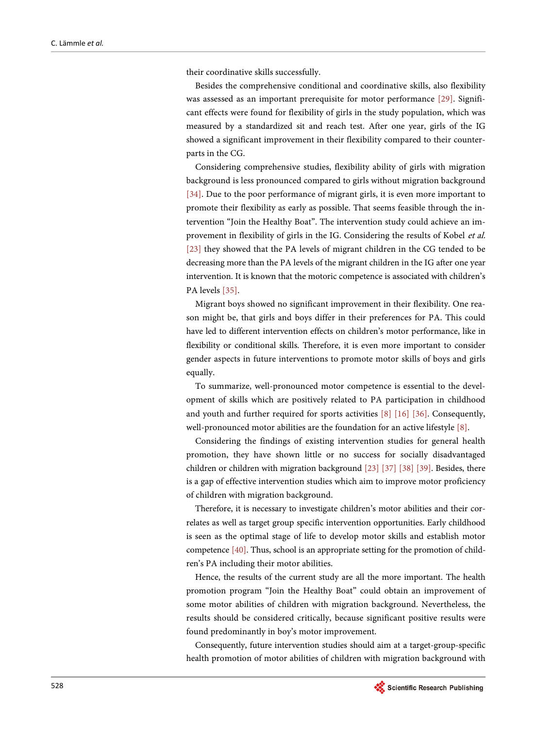their coordinative skills successfully.

Besides the comprehensive conditional and coordinative skills, also flexibility was assessed as an important prerequisite for motor performance [29]. Significant effects were found for flexibility of girls in the study population, which was measured by a standardized sit and reach test. After one year, girls of the IG showed a significant improvement in their flexibility compared to their counterparts in the CG.

Considering comprehensive studies, flexibility ability of girls with migration background is less pronounced compared to girls without migration background [34]. Due to the poor performance of migrant girls, it is even more important to promote their flexibility as early as possible. That seems feasible through the intervention "Join the Healthy Boat". The intervention study could achieve an improvement in flexibility of girls in the IG. Considering the results of Kobel *et al.* [23] they showed that the PA levels of migrant children in the CG tended to be decreasing more than the PA levels of the migrant children in the IG after one year intervention. It is known that the motoric competence is associated with children's PA levels [35].

Migrant boys showed no significant improvement in their flexibility. One reason might be, that girls and boys differ in their preferences for PA. This could have led to different intervention effects on children's motor performance, like in flexibility or conditional skills. Therefore, it is even more important to consider gender aspects in future interventions to promote motor skills of boys and girls equally.

To summarize, well-pronounced motor competence is essential to the development of skills which are positively related to PA participation in childhood and youth and further required for sports activities [8] [16] [36]. Consequently, well-pronounced motor abilities are the foundation for an active lifestyle [8].

Considering the findings of existing intervention studies for general health promotion, they have shown little or no success for socially disadvantaged children or children with migration background [23] [37] [38] [39]. Besides, there is a gap of effective intervention studies which aim to improve motor proficiency of children with migration background.

Therefore, it is necessary to investigate children's motor abilities and their correlates as well as target group specific intervention opportunities. Early childhood is seen as the optimal stage of life to develop motor skills and establish motor competence [40]. Thus, school is an appropriate setting for the promotion of children's PA including their motor abilities.

Hence, the results of the current study are all the more important. The health promotion program "Join the Healthy Boat" could obtain an improvement of some motor abilities of children with migration background. Nevertheless, the results should be considered critically, because significant positive results were found predominantly in boy's motor improvement.

Consequently, future intervention studies should aim at a target-group-specific health promotion of motor abilities of children with migration background with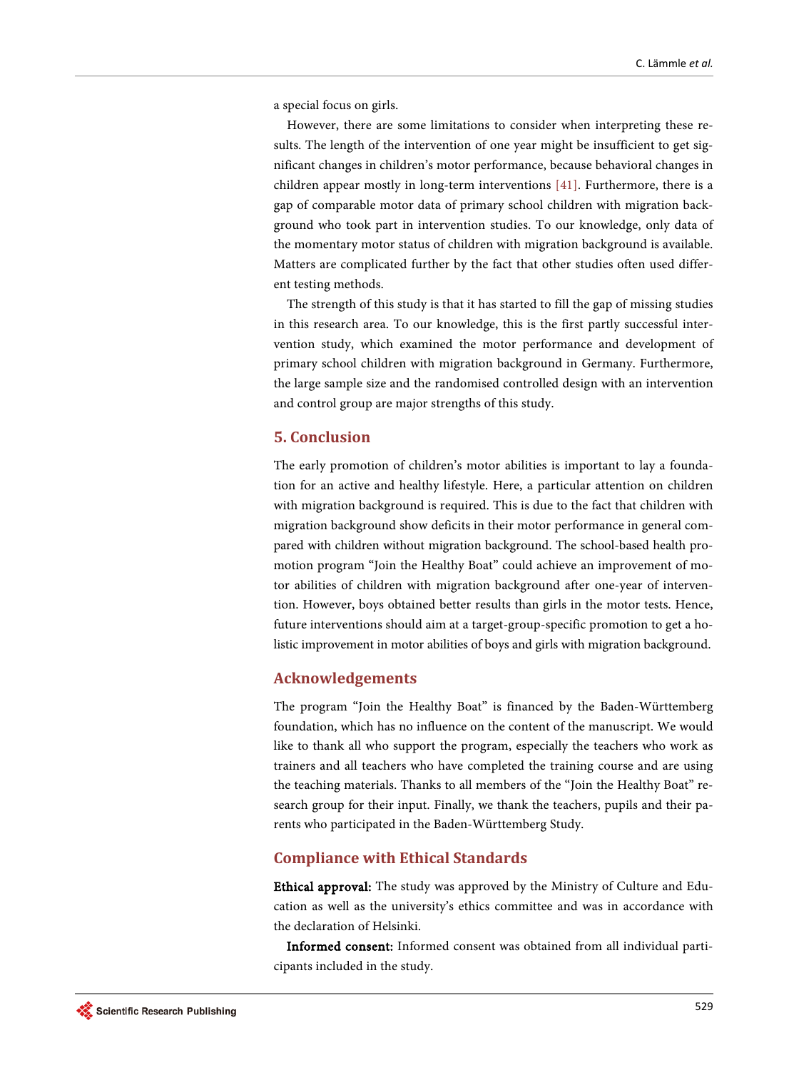a special focus on girls.

However, there are some limitations to consider when interpreting these results. The length of the intervention of one year might be insufficient to get significant changes in children's motor performance, because behavioral changes in children appear mostly in long-term interventions [41]. Furthermore, there is a gap of comparable motor data of primary school children with migration background who took part in intervention studies. To our knowledge, only data of the momentary motor status of children with migration background is available. Matters are complicated further by the fact that other studies often used different testing methods.

The strength of this study is that it has started to fill the gap of missing studies in this research area. To our knowledge, this is the first partly successful intervention study, which examined the motor performance and development of primary school children with migration background in Germany. Furthermore, the large sample size and the randomised controlled design with an intervention and control group are major strengths of this study.

## 5. Conclusion

The early promotion of children's motor abilities is important to lay a foundation for an active and healthy lifestyle. Here, a particular attention on children with migration background is required. This is due to the fact that children with migration background show deficits in their motor performance in general compared with children without migration background. The school-based health promotion program "Join the Healthy Boat" could achieve an improvement of motor abilities of children with migration background after one-year of intervention. However, boys obtained better results than girls in the motor tests. Hence, future interventions should aim at a target-group-specific promotion to get a holistic improvement in motor abilities of boys and girls with migration background.

## Acknowledgements

The program "Join the Healthy Boat" is financed by the Baden-Württemberg foundation, which has no influence on the content of the manuscript. We would like to thank all who support the program, especially the teachers who work as trainers and all teachers who have completed the training course and are using the teaching materials. Thanks to all members of the "Join the Healthy Boat" research group for their input. Finally, we thank the teachers, pupils and their parents who participated in the Baden-Württemberg Study.

## Compliance with Ethical Standards

**Ethical approval:** The study was approved by the Ministry of Culture and Education as well as the university's ethics committee and was in accordance with the declaration of Helsinki.

**Informed consent:** Informed consent was obtained from all individual participants included in the study.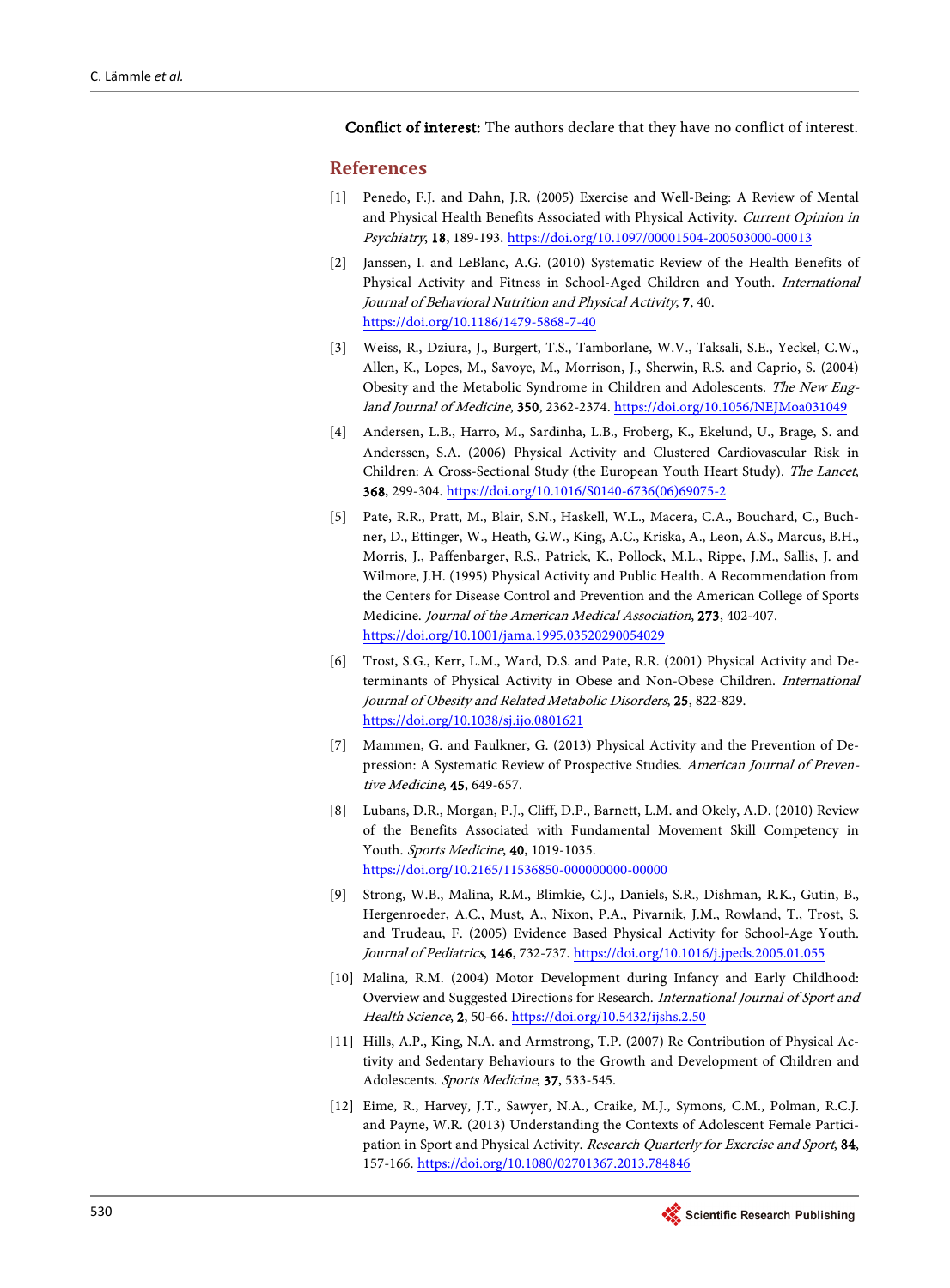**Conflict of interest:** The authors declare that they have no conflict of interest.

## References

[1] Penedo, F.J. and Dahn, J.R. (2005) Exercise and Well-Being: A Review of Mental and Physical Health Benefits Associated with Physical Activity. *Current Opinion in Psychiatry*, **18**, 189-193. https://doi.org/10.1097/00001504-200503000-00013

[2] Janssen, I. and LeBlanc, A.G. (2010) Systematic Review of the Health Benefits of Physical Activity and Fitness in School-Aged Children and Youth. *International Journal of Behavioral Nutrition and Physical Activity*, **7**, 40. https://doi.org/10.1186/1479-5868-7-40

[3] Weiss, R., Dziura, J., Burgert, T.S., Tamborlane, W.V., Taksali, S.E., Yeckel, C.W., Allen, K., Lopes, M., Savoye, M., Morrison, J., Sherwin, R.S. and Caprio, S. (2004) Obesity and the Metabolic Syndrome in Children and Adolescents. *The New England Journal of Medicine*, **350**, 2362-2374. https://doi.org/10.1056/NEJMoa031049

[4] Andersen, L.B., Harro, M., Sardinha, L.B., Froberg, K., Ekelund, U., Brage, S. and Anderssen, S.A. (2006) Physical Activity and Clustered Cardiovascular Risk in Children: A Cross-Sectional Study (the European Youth Heart Study). *The Lancet*, **368**, 299-304. https://doi.org/10.1016/S0140-6736(06)69075-2

[5] Pate, R.R., Pratt, M., Blair, S.N., Haskell, W.L., Macera, C.A., Bouchard, C., Buchner, D., Ettinger, W., Heath, G.W., King, A.C., Kriska, A., Leon, A.S., Marcus, B.H., Morris, J., Paffenbarger, R.S., Patrick, K., Pollock, M.L., Rippe, J.M., Sallis, J. and Wilmore, J.H. (1995) Physical Activity and Public Health. A Recommendation from the Centers for Disease Control and Prevention and the American College of Sports Medicine. *Journal of the American Medical Association*, **273**, 402-407. https://doi.org/10.1001/jama.1995.03520290054029

[6] Trost, S.G., Kerr, L.M., Ward, D.S. and Pate, R.R. (2001) Physical Activity and Determinants of Physical Activity in Obese and Non-Obese Children. *International Journal of Obesity and Related Metabolic Disorders*, **25**, 822-829. https://doi.org/10.1038/sj.ijo.0801621

[7] Mammen, G. and Faulkner, G. (2013) Physical Activity and the Prevention of Depression: A Systematic Review of Prospective Studies. *American Journal of Preventive Medicine*, **45**, 649-657.

[8] Lubans, D.R., Morgan, P.J., Cliff, D.P., Barnett, L.M. and Okely, A.D. (2010) Review of the Benefits Associated with Fundamental Movement Skill Competency in Youth. *Sports Medicine*, **40**, 1019-1035. https://doi.org/10.2165/11536850-000000000-00000

[9] Strong, W.B., Malina, R.M., Blimkie, C.J., Daniels, S.R., Dishman, R.K., Gutin, B., Hergenroeder, A.C., Must, A., Nixon, P.A., Pivarnik, J.M., Rowland, T., Trost, S. and Trudeau, F. (2005) Evidence Based Physical Activity for School-Age Youth. *Journal of Pediatrics*, **146**, 732-737. https://doi.org/10.1016/j.jpeds.2005.01.055

[10] Malina, R.M. (2004) Motor Development during Infancy and Early Childhood: Overview and Suggested Directions for Research. *International Journal of Sport and Health Science*, **2**, 50-66. https://doi.org/10.5432/ijshs.2.50

[11] Hills, A.P., King, N.A. and Armstrong, T.P. (2007) Re Contribution of Physical Activity and Sedentary Behaviours to the Growth and Development of Children and Adolescents. *Sports Medicine*, **37**, 533-545.

[12] Eime, R., Harvey, J.T., Sawyer, N.A., Craike, M.J., Symons, C.M., Polman, R.C.J. and Payne, W.R. (2013) Understanding the Contexts of Adolescent Female Participation in Sport and Physical Activity. *Research Quarterly for Exercise and Sport*, **84**, 157-166. https://doi.org/10.1080/02701367.2013.784846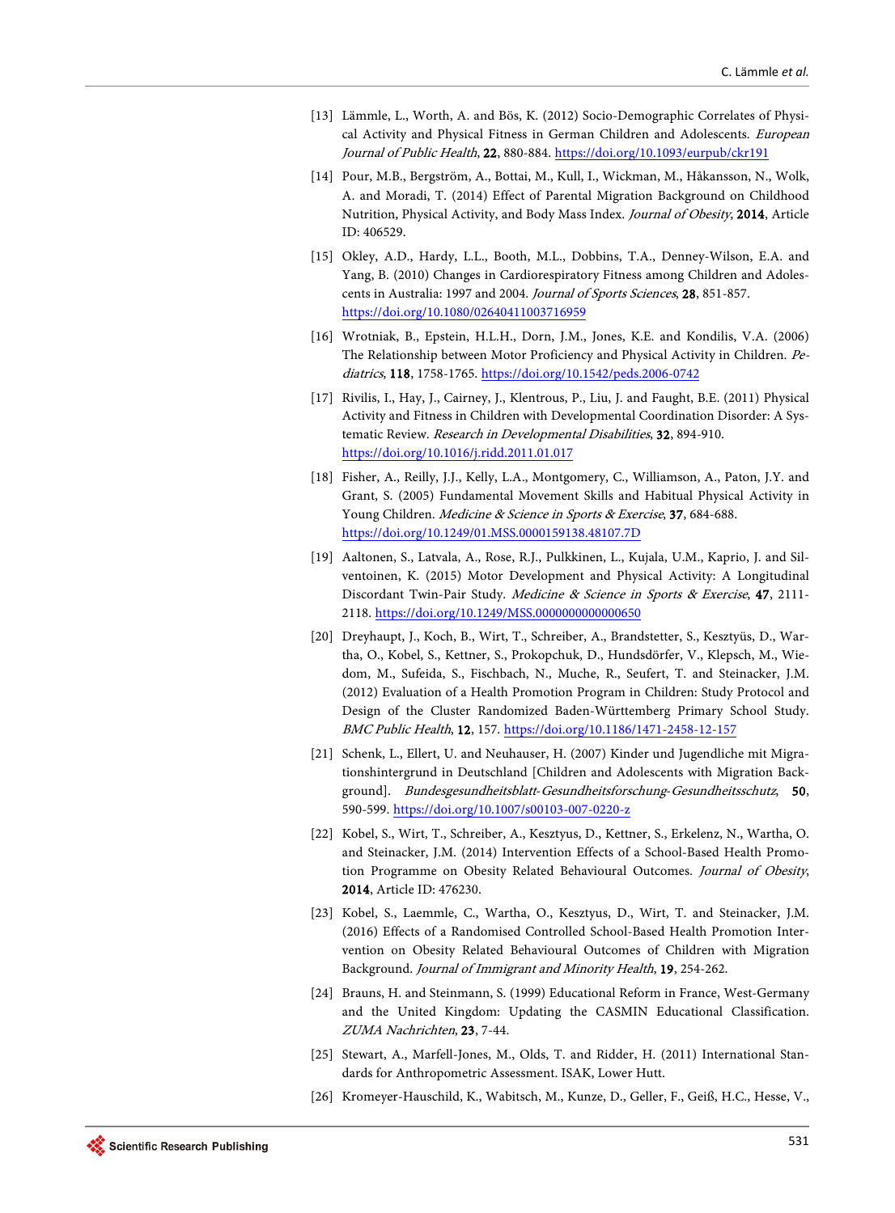[13] Lämmle, L., Worth, A. and Bös, K. (2012) Socio-Demographic Correlates of Physical Activity and Physical Fitness in German Children and Adolescents. *European Journal of Public Health*, **22**, 880-884. https://doi.org/10.1093/eurpub/ckr191

[14] Pour, M.B., Bergström, A., Bottai, M., Kull, I., Wickman, M., Håkansson, N., Wolk, A. and Moradi, T. (2014) Effect of Parental Migration Background on Childhood Nutrition, Physical Activity, and Body Mass Index. *Journal of Obesity*, **2014**, Article ID: 406529.

[15] Okley, A.D., Hardy, L.L., Booth, M.L., Dobbins, T.A., Denney-Wilson, E.A. and Yang, B. (2010) Changes in Cardiorespiratory Fitness among Children and Adolescents in Australia: 1997 and 2004. *Journal of Sports Sciences*, **28**, 851-857. https://doi.org/10.1080/02640411003716959

[16] Wrotniak, B., Epstein, H.L.H., Dorn, J.M., Jones, K.E. and Kondilis, V.A. (2006) The Relationship between Motor Proficiency and Physical Activity in Children. *Pediatrics*, **118**, 1758-1765. https://doi.org/10.1542/peds.2006-0742

[17] Rivilis, I., Hay, J., Cairney, J., Klentrous, P., Liu, J. and Faught, B.E. (2011) Physical Activity and Fitness in Children with Developmental Coordination Disorder: A Systematic Review. *Research in Developmental Disabilities*, **32**, 894-910. https://doi.org/10.1016/j.ridd.2011.01.017

[18] Fisher, A., Reilly, J.J., Kelly, L.A., Montgomery, C., Williamson, A., Paton, J.Y. and Grant, S. (2005) Fundamental Movement Skills and Habitual Physical Activity in Young Children. *Medicine & Science in Sports & Exercise*, **37**, 684-688. https://doi.org/10.1249/01.MSS.0000159138.48107.7D

[19] Aaltonen, S., Latvala, A., Rose, R.J., Pulkkinen, L., Kujala, U.M., Kaprio, J. and Silventoinen, K. (2015) Motor Development and Physical Activity: A Longitudinal Discordant Twin-Pair Study. *Medicine & Science in Sports & Exercise*, **47**, 2111-2118. https://doi.org/10.1249/MSS.0000000000000650

[20] Dreyhaupt, J., Koch, B., Wirt, T., Schreiber, A., Brandstetter, S., Kesztyüs, D., Wartha, O., Kobel, S., Kettner, S., Prokopchuk, D., Hundsdörfer, V., Klepsch, M., Wiedom, M., Sufeida, S., Fischbach, N., Muche, R., Seufert, T. and Steinacker, J.M. (2012) Evaluation of a Health Promotion Program in Children: Study Protocol and Design of the Cluster Randomized Baden-Württemberg Primary School Study. *BMC Public Health*, **12**, 157. https://doi.org/10.1186/1471-2458-12-157

[21] Schenk, L., Ellert, U. and Neuhauser, H. (2007) Kinder und Jugendliche mit Migrationshintergrund in Deutschland [Children and Adolescents with Migration Background]. *Bundesgesundheitsblatt-Gesundheitsforschung-Gesundheitsschutz*, **50**, 590-599. https://doi.org/10.1007/s00103-007-0220-z

[22] Kobel, S., Wirt, T., Schreiber, A., Kesztyus, D., Kettner, S., Erkelenz, N., Wartha, O. and Steinacker, J.M. (2014) Intervention Effects of a School-Based Health Promotion Programme on Obesity Related Behavioural Outcomes. *Journal of Obesity*, **2014**, Article ID: 476230.

[23] Kobel, S., Laemmle, C., Wartha, O., Kesztyus, D., Wirt, T. and Steinacker, J.M. (2016) Effects of a Randomised Controlled School-Based Health Promotion Intervention on Obesity Related Behavioural Outcomes of Children with Migration Background. *Journal of Immigrant and Minority Health*, **19**, 254-262.

[24] Brauns, H. and Steinmann, S. (1999) Educational Reform in France, West-Germany and the United Kingdom: Updating the CASMIN Educational Classification. *ZUMA Nachrichten*, **23**, 7-44.

[25] Stewart, A., Marfell-Jones, M., Olds, T. and Ridder, H. (2011) International Standards for Anthropometric Assessment. ISAK, Lower Hutt.

[26] Kromeyer-Hauschild, K., Wabitsch, M., Kunze, D., Geller, F., Geiß, H.C., Hesse, V.,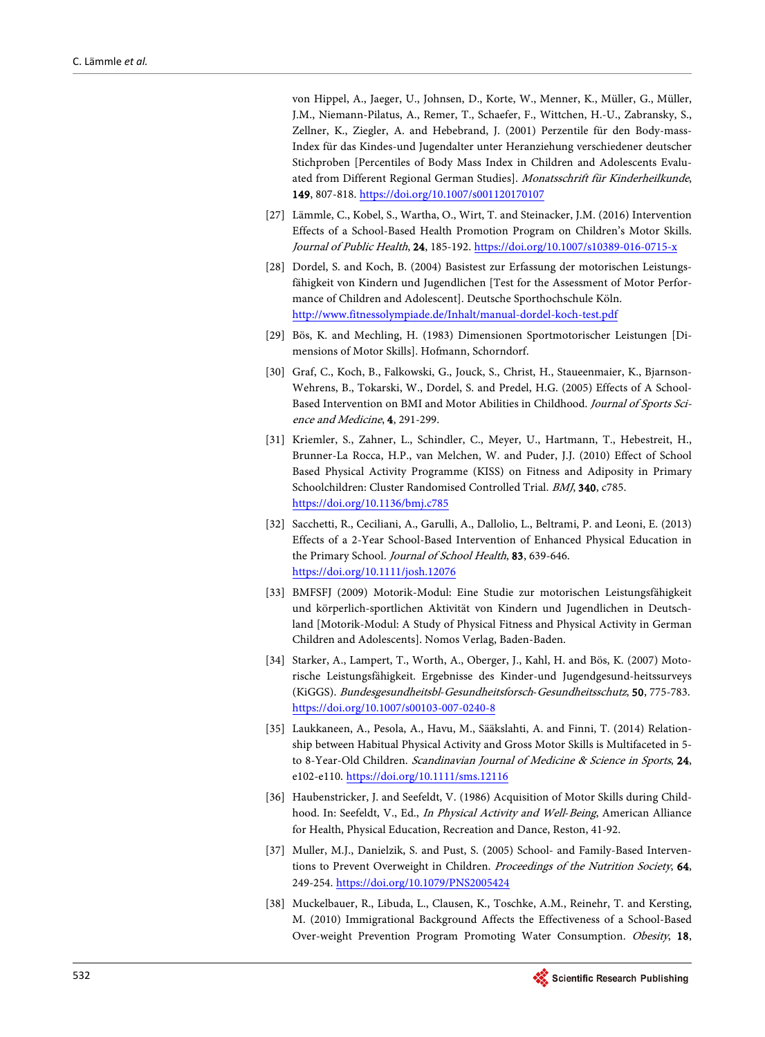von Hippel, A., Jaeger, U., Johnsen, D., Korte, W., Menner, K., Müller, G., Müller, J.M., Niemann-Pilatus, A., Remer, T., Schaefer, F., Wittchen, H.-U., Zabransky, S., Zellner, K., Ziegler, A. and Hebebrand, J. (2001) Perzentile für den Body-mass-Index für das Kindes-und Jugendalter unter Heranziehung verschiedener deutscher Stichproben [Percentiles of Body Mass Index in Children and Adolescents Evaluated from Different Regional German Studies]. *Monatsschrift für Kinderheilkunde*, **149**, 807-818. https://doi.org/10.1007/s001120170107

[27] Lämmle, C., Kobel, S., Wartha, O., Wirt, T. and Steinacker, J.M. (2016) Intervention Effects of a School-Based Health Promotion Program on Children's Motor Skills. *Journal of Public Health*, **24**, 185-192. https://doi.org/10.1007/s10389-016-0715-x

[28] Dordel, S. and Koch, B. (2004) Basistest zur Erfassung der motorischen Leistungsfähigkeit von Kindern und Jugendlichen [Test for the Assessment of Motor Performance of Children and Adolescent]. Deutsche Sporthochschule Köln. http://www.fitnessolympiade.de/Inhalt/manual-dordel-koch-test.pdf

[29] Bös, K. and Mechling, H. (1983) Dimensionen Sportmotorischer Leistungen [Dimensions of Motor Skills]. Hofmann, Schorndorf.

[30] Graf, C., Koch, B., Falkowski, G., Jouck, S., Christ, H., Staueenmaier, K., Bjarnson-Wehrens, B., Tokarski, W., Dordel, S. and Predel, H.G. (2005) Effects of A School-Based Intervention on BMI and Motor Abilities in Childhood. *Journal of Sports Science and Medicine*, **4**, 291-299.

[31] Kriemler, S., Zahner, L., Schindler, C., Meyer, U., Hartmann, T., Hebestreit, H., Brunner-La Rocca, H.P., van Melchen, W. and Puder, J.J. (2010) Effect of School Based Physical Activity Programme (KISS) on Fitness and Adiposity in Primary Schoolchildren: Cluster Randomised Controlled Trial. *BMJ*, **340**, c785. https://doi.org/10.1136/bmj.c785

[32] Sacchetti, R., Ceciliani, A., Garulli, A., Dallolio, L., Beltrami, P. and Leoni, E. (2013) Effects of a 2-Year School-Based Intervention of Enhanced Physical Education in the Primary School. *Journal of School Health*, **83**, 639-646. https://doi.org/10.1111/josh.12076

[33] BMFSFJ (2009) Motorik-Modul: Eine Studie zur motorischen Leistungsfähigkeit und körperlich-sportlichen Aktivität von Kindern und Jugendlichen in Deutschland [Motorik-Modul: A Study of Physical Fitness and Physical Activity in German Children and Adolescents]. Nomos Verlag, Baden-Baden.

[34] Starker, A., Lampert, T., Worth, A., Oberger, J., Kahl, H. and Bös, K. (2007) Motorische Leistungsfähigkeit. Ergebnisse des Kinder-und Jugendgesund-heitssurveys (KiGGS). *Bundesgesundheitsbl-Gesundheitsforsch-Gesundheitsschutz*, **50**, 775-783. https://doi.org/10.1007/s00103-007-0240-8

[35] Laukkaneen, A., Pesola, A., Havu, M., Sääkslahti, A. and Finni, T. (2014) Relationship between Habitual Physical Activity and Gross Motor Skills is Multifaceted in 5- to 8-Year-Old Children. *Scandinavian Journal of Medicine & Science in Sports*, **24**, e102-e110. https://doi.org/10.1111/sms.12116

[36] Haubenstricker, J. and Seefeldt, V. (1986) Acquisition of Motor Skills during Childhood. In: Seefeldt, V., Ed., *In Physical Activity and Well-Being*, American Alliance for Health, Physical Education, Recreation and Dance, Reston, 41-92.

[37] Muller, M.J., Danielzik, S. and Pust, S. (2005) School- and Family-Based Interventions to Prevent Overweight in Children. *Proceedings of the Nutrition Society*, **64**, 249-254. https://doi.org/10.1079/PNS2005424

[38] Muckelbauer, R., Libuda, L., Clausen, K., Toschke, A.M., Reinehr, T. and Kersting, M. (2010) Immigrational Background Affects the Effectiveness of a School-Based Over-weight Prevention Program Promoting Water Consumption. *Obesity*, **18**,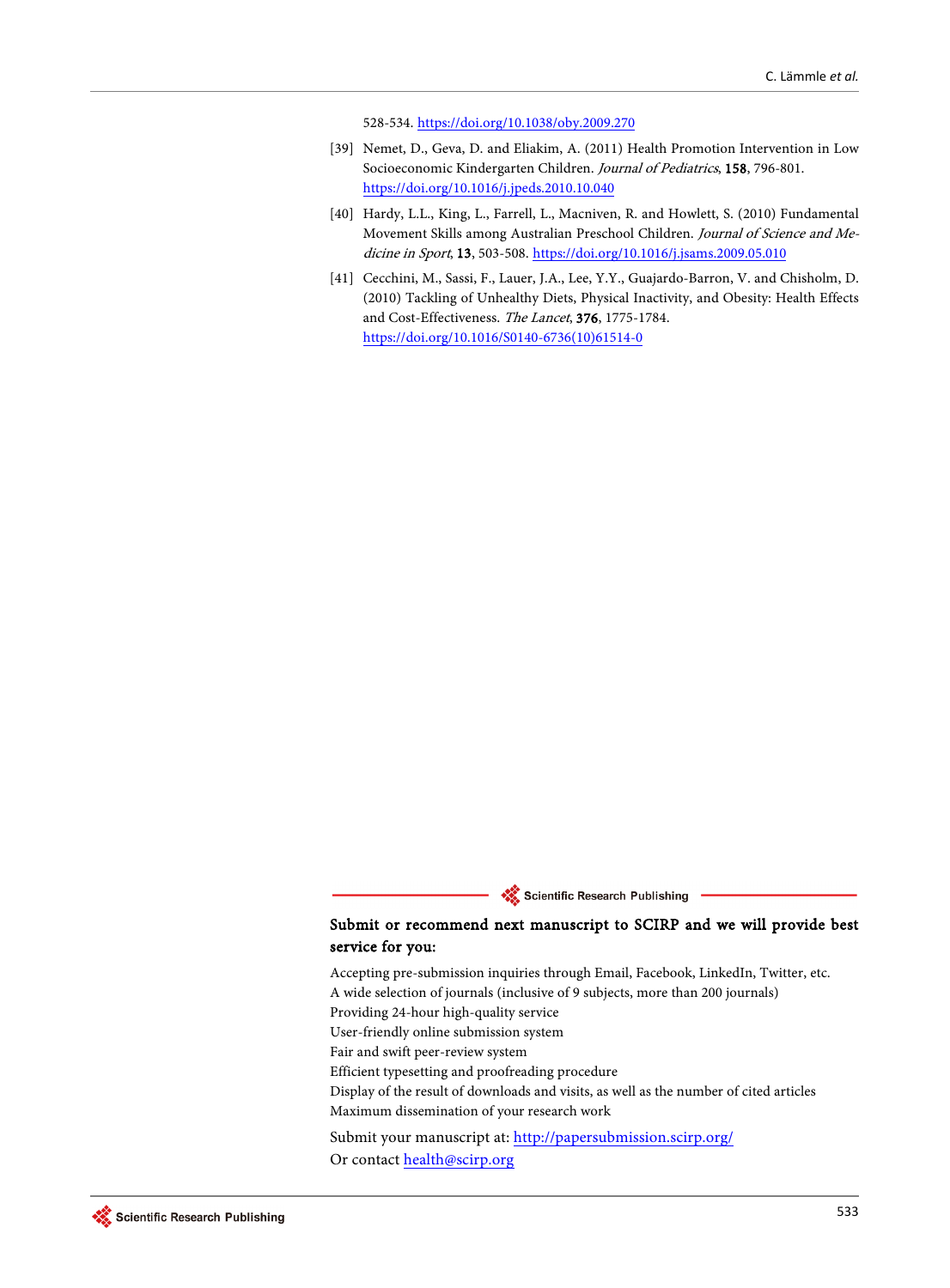528-534. https://doi.org/10.1038/oby.2009.270

[39] Nemet, D., Geva, D. and Eliakim, A. (2011) Health Promotion Intervention in Low Socioeconomic Kindergarten Children. *Journal of Pediatrics*, **158**, 796-801. https://doi.org/10.1016/j.jpeds.2010.10.040

[40] Hardy, L.L., King, L., Farrell, L., Macniven, R. and Howlett, S. (2010) Fundamental Movement Skills among Australian Preschool Children. *Journal of Science and Medicine in Sport*, **13**, 503-508. https://doi.org/10.1016/j.jsams.2009.05.010

[41] Cecchini, M., Sassi, F., Lauer, J.A., Lee, Y.Y., Guajardo-Barron, V. and Chisholm, D. (2010) Tackling of Unhealthy Diets, Physical Inactivity, and Obesity: Health Effects and Cost-Effectiveness. *The Lancet*, **376**, 1775-1784. https://doi.org/10.1016/S0140-6736(10)61514-0

Scientific Research Publishing

**Submit or recommend next manuscript to SCIRP and we will provide best service for you:**

Accepting pre-submission inquiries through Email, Facebook, LinkedIn, Twitter, etc.
A wide selection of journals (inclusive of 9 subjects, more than 200 journals)
Providing 24-hour high-quality service
User-friendly online submission system
Fair and swift peer-review system
Efficient typesetting and proofreading procedure
Display of the result of downloads and visits, as well as the number of cited articles
Maximum dissemination of your research work

Submit your manuscript at: http://papersubmission.scirp.org/
Or contact health@scirp.org